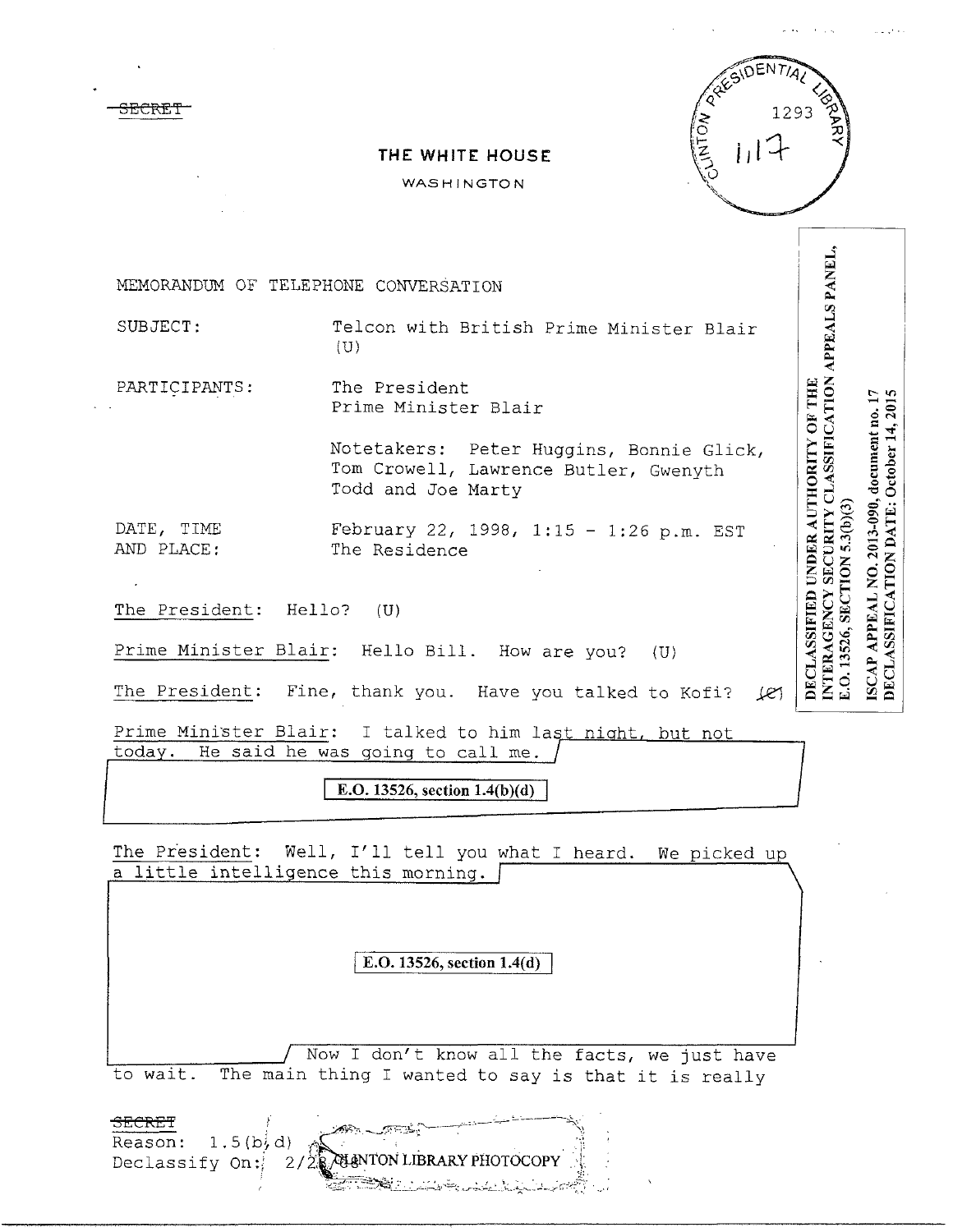SECRET

# THE WHITE HOUSE

WASHINGTON

CLINTON PRESIDENTIAL LIBRARY 1293 1117

DECLASSIFIED UNDER AUTHORITY OF THE INTERAGENCY SECURITY CLASSIFICATION APPEALS PANEL, E.O. 13526, SECTION 5.3(b)(3)

ISCAP APPEAL NO. 2013-090, document no. 17
DECLASSIFICATION DATE: October 14, 2015

MEMORANDUM OF TELEPHONE CONVERSATION

SUBJECT: Telcon with British Prime Minister Blair (U)

PARTICIPANTS: The President
Prime Minister Blair

Notetakers: Peter Huggins, Bonnie Glick, Tom Crowell, Lawrence Butler, Gwenyth Todd and Joe Marty

DATE, TIME AND PLACE: February 22, 1998, 1:15 - 1:26 p.m. EST
The Residence

The President: Hello? (U)

Prime Minister Blair: Hello Bill. How are you? (U)

The President: Fine, thank you. Have you talked to Kofi? (C)

Prime Minister Blair: I talked to him last night, but not today. He said he was going to call me.

E.O. 13526, section 1.4(b)(d)

The President: Well, I'll tell you what I heard. We picked up a little intelligence this morning.

E.O. 13526, section 1.4(d)

Now I don't know all the facts, we just have to wait. The main thing I wanted to say is that it is really

SECRET
Reason: 1.5(b, d)
Declassify On: 2/2?/08

CLINTON LIBRARY PHOTOCOPY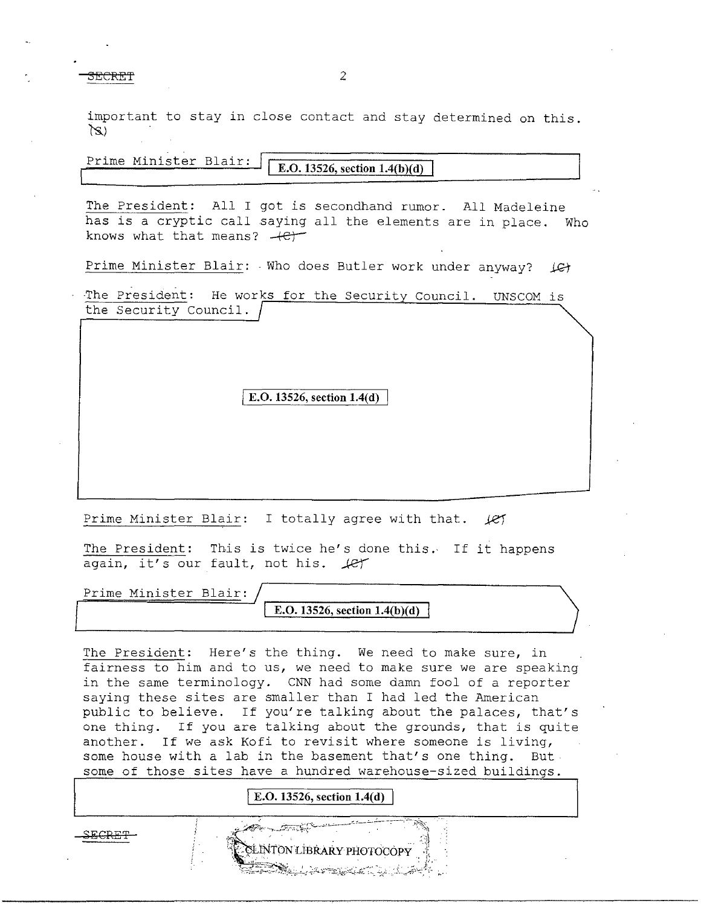SECRET

important to stay in close contact and stay determined on this. (S)

Prime Minister Blair: E.O. 13526, section 1.4(b)(d)

The President: All I got is secondhand rumor. All Madeleine has is a cryptic call saying all the elements are in place. Who knows what that means? (C)

Prime Minister Blair: Who does Butler work under anyway? (C)

The President: He works for the Security Council. UNSCOM is the Security Council.

E.O. 13526, section 1.4(d)

Prime Minister Blair: I totally agree with that. (C)

The President: This is twice he's done this. If it happens again, it's our fault, not his. (C)

Prime Minister Blair: E.O. 13526, section 1.4(b)(d)

The President: Here's the thing. We need to make sure, in fairness to him and to us, we need to make sure we are speaking in the same terminology. CNN had some damn fool of a reporter saying these sites are smaller than I had led the American public to believe. If you're talking about the palaces, that's one thing. If you are talking about the grounds, that is quite another. If we ask Kofi to revisit where someone is living, some house with a lab in the basement that's one thing. But some of those sites have a hundred warehouse-sized buildings.

E.O. 13526, section 1.4(d)

SECRET

CLINTON LIBRARY PHOTOCOPY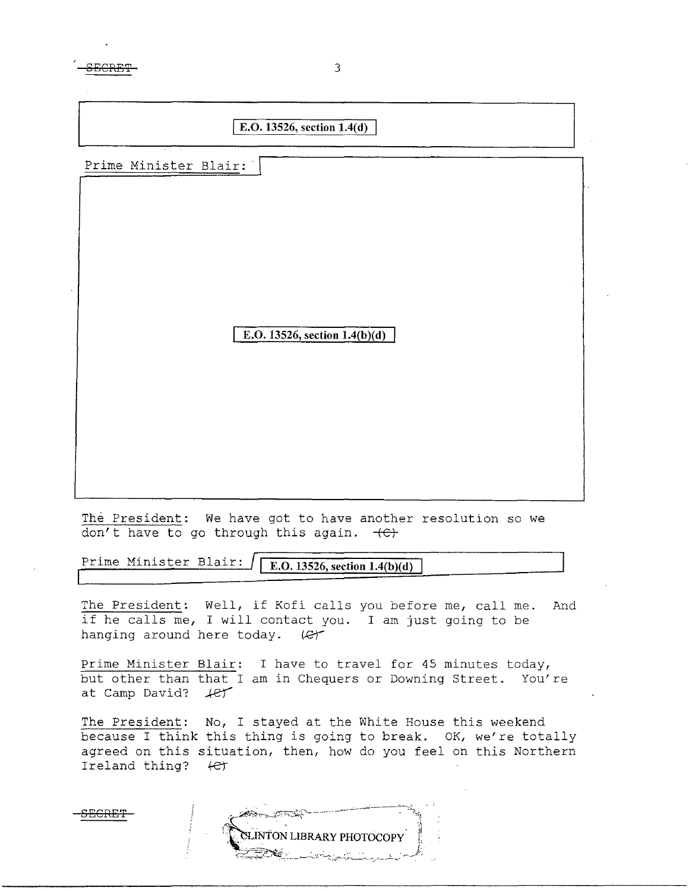E.O. 13526, section 1.4(d)

Prime Minister Blair:

E.O. 13526, section 1.4(b)(d)

The President: We have got to have another resolution so we don't have to go through this again. (C)

Prime Minister Blair: E.O. 13526, section 1.4(b)(d)

The President: Well, if Kofi calls you before me, call me. And if he calls me, I will contact you. I am just going to be hanging around here today. (C)

Prime Minister Blair: I have to travel for 45 minutes today, but other than that I am in Chequers or Downing Street. You're at Camp David? (C)

The President: No, I stayed at the White House this weekend because I think this thing is going to break. OK, we're totally agreed on this situation, then, how do you feel on this Northern Ireland thing? (C)

CLINTON LIBRARY PHOTOCOPY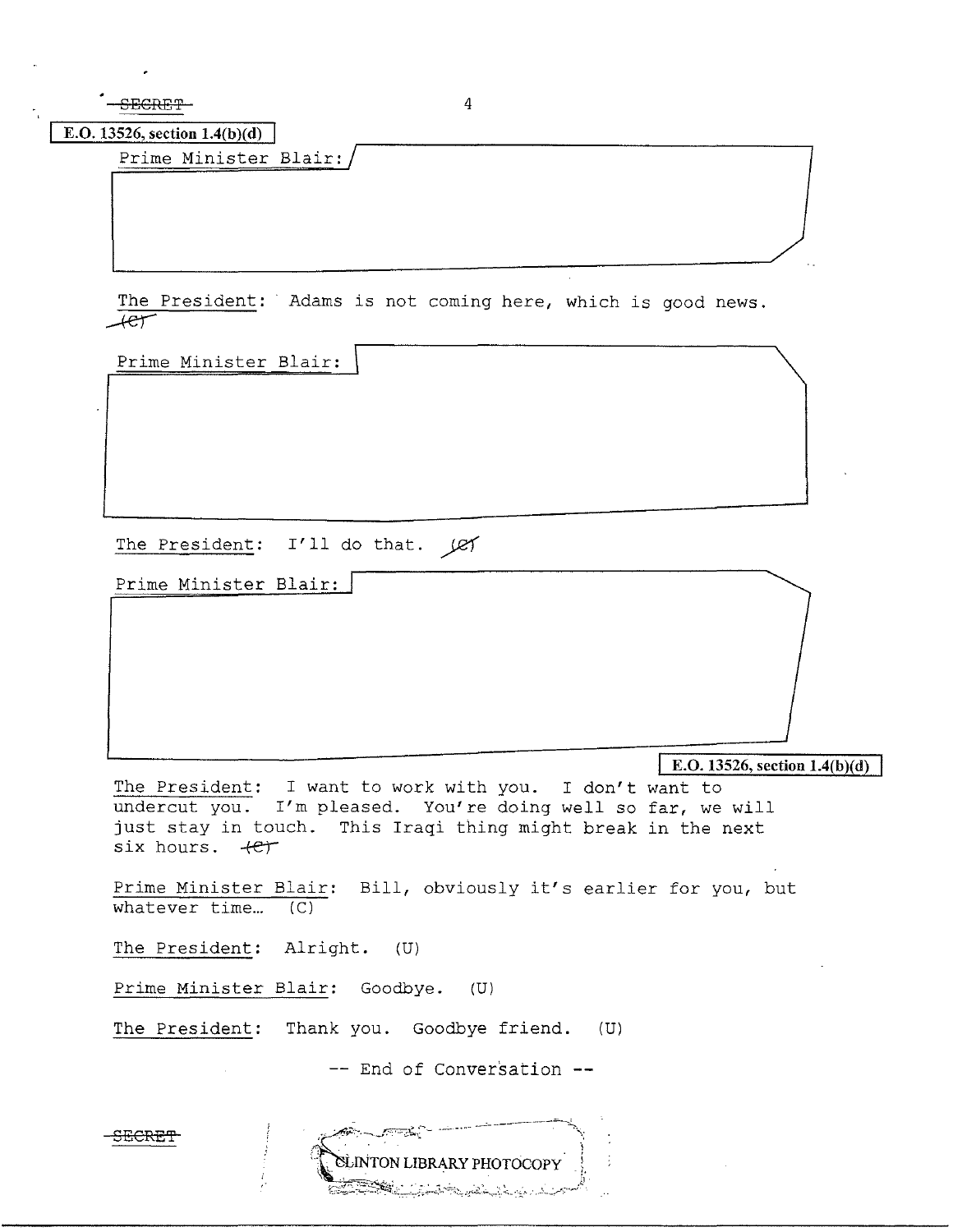~~SECRET~~

E.O. 13526, section 1.4(b)(d)

Prime Minister Blair:

The President: Adams is not coming here, which is good news. ~~(C)~~

Prime Minister Blair:

The President: I'll do that. ~~(C)~~

Prime Minister Blair:

E.O. 13526, section 1.4(b)(d)

The President: I want to work with you. I don't want to undercut you. I'm pleased. You're doing well so far, we will just stay in touch. This Iraqi thing might break in the next six hours. ~~(C)~~

Prime Minister Blair: Bill, obviously it's earlier for you, but whatever time… (C)

The President: Alright. (U)

Prime Minister Blair: Goodbye. (U)

The President: Thank you. Goodbye friend. (U)

-- End of Conversation --

~~SECRET~~

CLINTON LIBRARY PHOTOCOPY